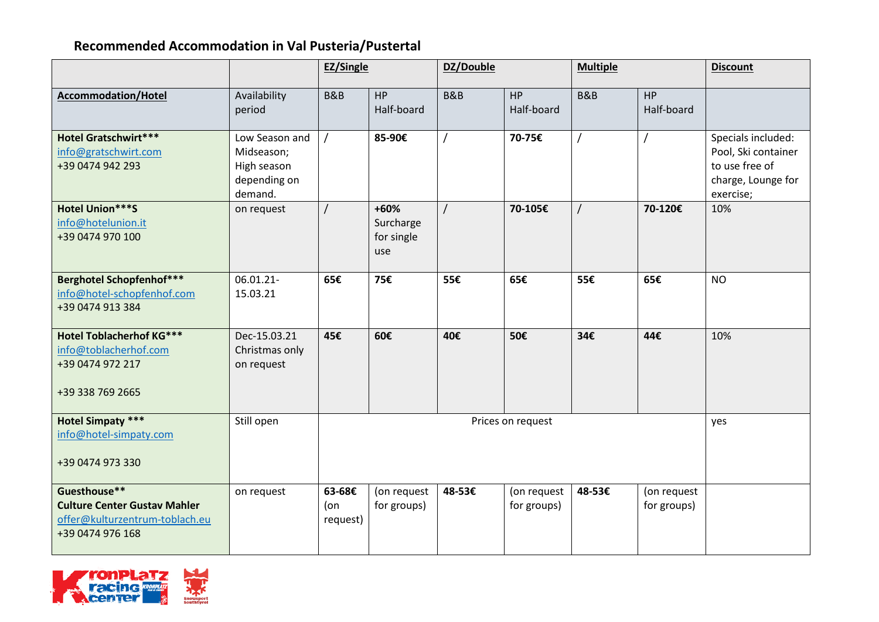## Recommended Accommodation in Val Pusteria/Pustertal

| | | EZ/Single | | DZ/Double | | Multiple | | Discount |
|---|---|---|---|---|---|---|---|---|
| **Accommodation/Hotel** | Availability period | B&B | HP Half-board | B&B | HP Half-board | B&B | HP Half-board | |
| **Hotel Gratschwirt***** info@gratschwirt.com +39 0474 942 293 | Low Season and Midseason; High season depending on demand. | / | **85-90€** | / | **70-75€** | / | / | Specials included: Pool, Ski container to use free of charge, Lounge for exercise; |
| **Hotel Union***S** info@hotelunion.it +39 0474 970 100 | on request | / | **+60%** Surcharge for single use | / | **70-105€** | / | **70-120€** | 10% |
| **Berghotel Schopfenhof***** info@hotel-schopfenhof.com +39 0474 913 384 | 06.01.21-15.03.21 | **65€** | **75€** | **55€** | **65€** | **55€** | **65€** | NO |
| **Hotel Toblacherhof KG***** info@toblacherhof.com +39 0474 972 217 +39 338 769 2665 | Dec-15.03.21 Christmas only on request | **45€** | **60€** | **40€** | **50€** | **34€** | **44€** | 10% |
| **Hotel Simpaty ***** info@hotel-simpaty.com +39 0474 973 330 | Still open | Prices on request | | | | | | yes |
| **Guesthouse** Culture Center Gustav Mahler** offer@kulturzentrum-toblach.eu +39 0474 976 168 | on request | **63-68€** (on request) | (on request for groups) | **48-53€** | (on request for groups) | **48-53€** | (on request for groups) | |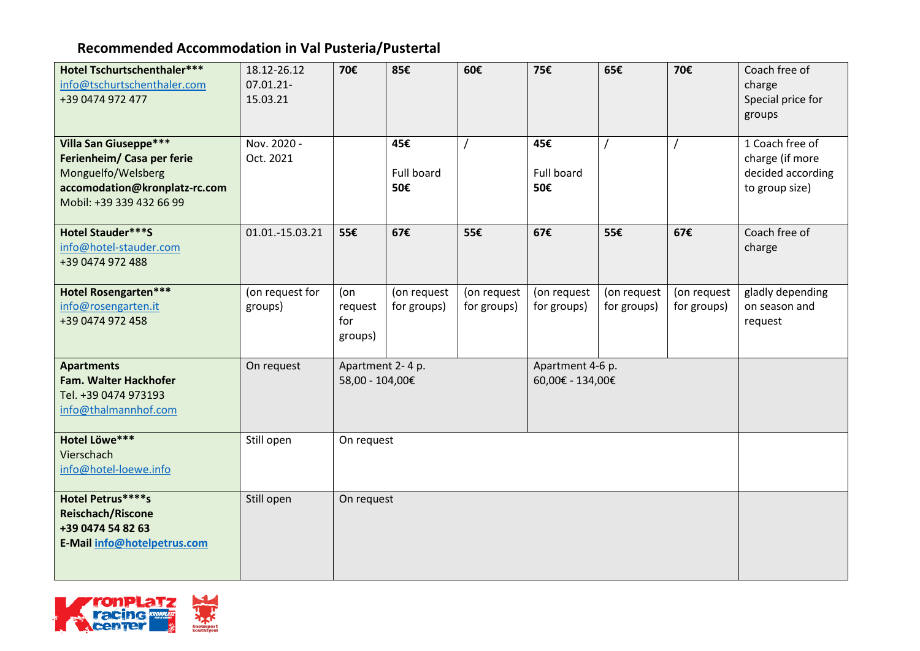## Recommended Accommodation in Val Pusteria/Pustertal

| | | | | | | | | |
|---|---|---|---|---|---|---|---|---|
| **Hotel Tschurtschenthaler***<br>info@tschurtschenthaler.com<br>+39 0474 972 477 | 18.12-26.12<br>07.01.21-15.03.21 | **70€** | **85€** | **60€** | **75€** | **65€** | **70€** | Coach free of charge<br>Special price for groups |
| **Villa San Giuseppe***<br>**Ferienheim/ Casa per ferie**<br>Monguelfo/Welsberg<br>**accomodation@kronplatz-rc.com**<br>Mobil: +39 339 432 66 99 | Nov. 2020 - Oct. 2021 | | **45€**<br><br>Full board<br>**50€** | / | **45€**<br><br>Full board<br>**50€** | / | / | 1 Coach free of charge (if more decided according to group size) |
| **Hotel Stauder***S**<br>info@hotel-stauder.com<br>+39 0474 972 488 | 01.01.-15.03.21 | **55€** | **67€** | **55€** | **67€** | **55€** | **67€** | Coach free of charge |
| **Hotel Rosengarten***<br>info@rosengarten.it<br>+39 0474 972 458 | (on request for groups) | (on request for groups) | (on request for groups) | (on request for groups) | (on request for groups) | (on request for groups) | (on request for groups) | gladly depending on season and request |
| **Apartments**<br>**Fam. Walter Hackhofer**<br>Tel. +39 0474 973193<br>info@thalmannhof.com | On request | Apartment 2- 4 p.<br>58,00 - 104,00€ | | | Apartment 4-6 p.<br>60,00€ - 134,00€ | | | |
| **Hotel Löwe***<br>Vierschach<br>info@hotel-loewe.info | Still open | On request | | | | | | |
| **Hotel Petrus****s**<br>**Reischach/Riscone**<br>**+39 0474 54 82 63**<br>**E-Mail info@hotelpetrus.com** | Still open | On request | | | | | | |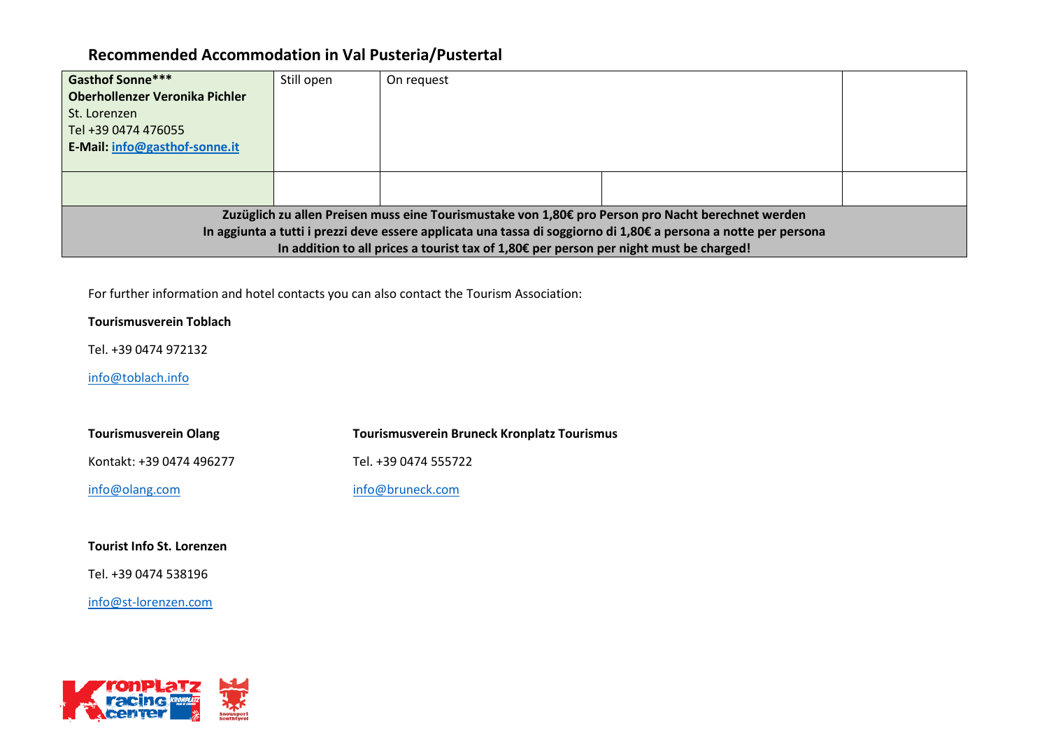## Recommended Accommodation in Val Pusteria/Pustertal

| | | | | |
|---|---|---|---|---|
| **Gasthof Sonne***** <br> **Oberhollenzer Veronika Pichler** <br> St. Lorenzen <br> Tel +39 0474 476055 <br> **E-Mail: info@gasthof-sonne.it** | Still open | On request | | |
| | | | | |
| **Zuzüglich zu allen Preisen muss eine Tourismustake von 1,80€ pro Person pro Nacht berechnet werden** <br> **In aggiunta a tutti i prezzi deve essere applicata una tassa di soggiorno di 1,80€ a persona a notte per persona** <br> **In addition to all prices a tourist tax of 1,80€ per person per night must be charged!** | | | | |

For further information and hotel contacts you can also contact the Tourism Association:

**Tourismusverein Toblach**

Tel. +39 0474 972132

info@toblach.info

**Tourismusverein Olang**

Kontakt: +39 0474 496277

info@olang.com

**Tourismusverein Bruneck Kronplatz Tourismus**

Tel. +39 0474 555722

info@bruneck.com

**Tourist Info St. Lorenzen**

Tel. +39 0474 538196

info@st-lorenzen.com